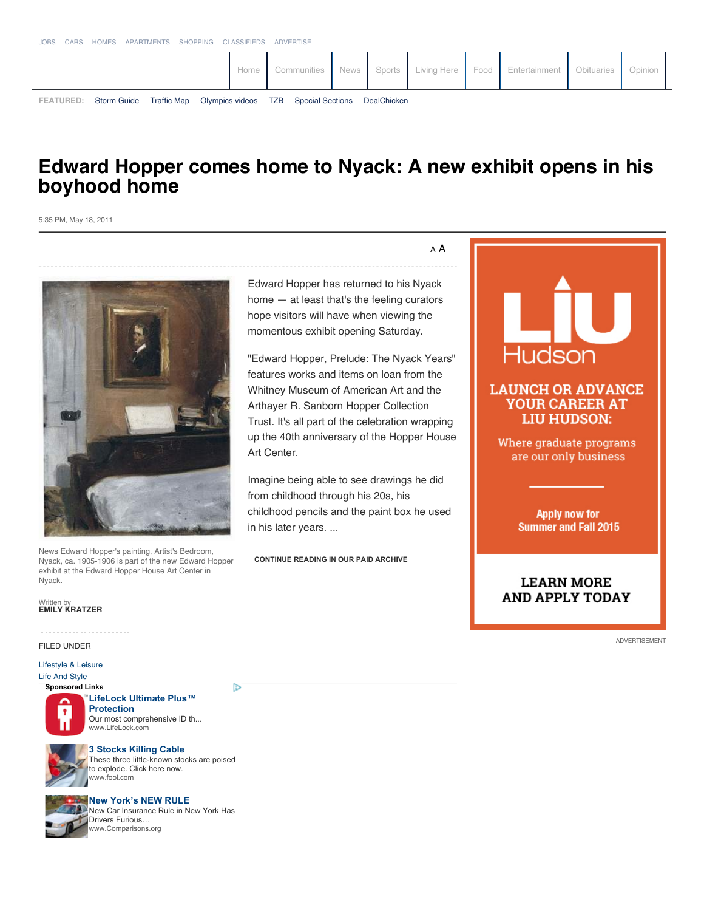# Edward Hopper comes home to Nyack: A new exhibit opens in his boyhood home

5:35 PM, May 18, 2011

Edward Hopper has returned to his Nyack home — at least that's the feeling curators hope visitors will have when viewing the momentous exhibit opening Saturday.

"Edward Hopper, Prelude: The Nyack Years" features works and items on loan from the Whitney Museum of American Art and the Arthayer R. Sanborn Hopper Collection Trust. It's all part of the celebration wrapping up the 40th anniversary of the Hopper House Art Center.

Imagine being able to see drawings he did from childhood through his 20s, his childhood pencils and the paint box he used in his later years. ...

CONTINUE READING IN OUR PAID ARCHIVE

News Edward Hopper's painting, Artist's Bedroom, Nyack, ca. 1905-1906 is part of the new Edward Hopper exhibit at the Edward Hopper House Art Center in Nyack.

Written by
**EMILY KRATZER**

FILED UNDER

Lifestyle & Leisure
Life And Style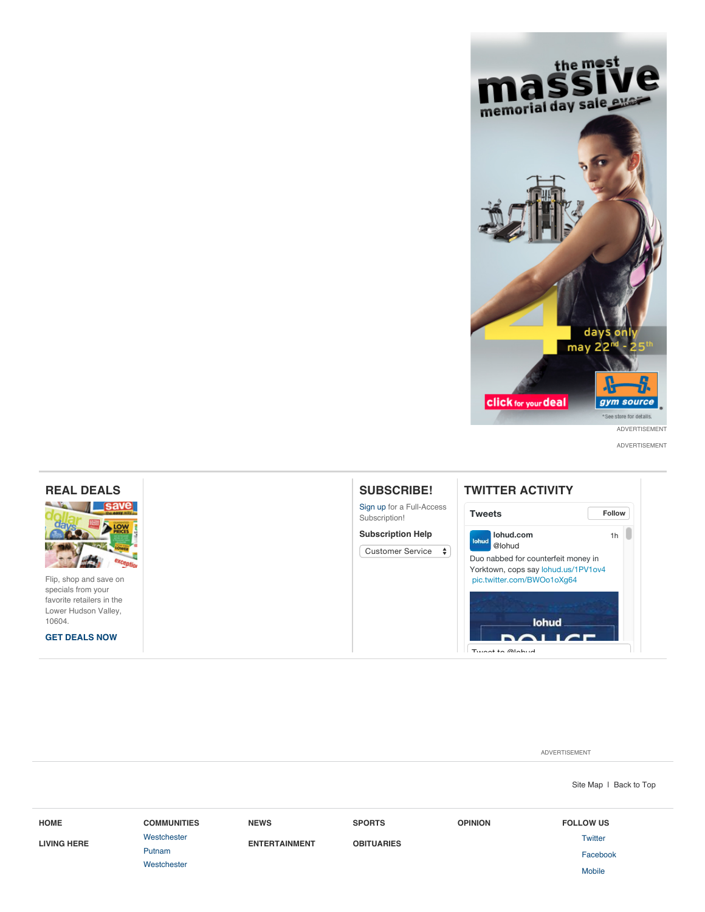ADVERTISEMENT

ADVERTISEMENT

## REAL DEALS

Flip, shop and save on specials from your favorite retailers in the Lower Hudson Valley, 10604.

**GET DEALS NOW**

## SUBSCRIBE!

Sign up for a Full-Access Subscription!

**Subscription Help**

Customer Service

## TWITTER ACTIVITY

**Tweets** Follow

**lohud.com** @lohud 1h

Duo nabbed for counterfeit money in Yorktown, cops say lohud.us/1PV1ov4 pic.twitter.com/BWOo1oXg64

Tweet to @lohud

ADVERTISEMENT

Site Map | Back to Top

**HOME**

**LIVING HERE**

**COMMUNITIES**
- Westchester
- Putnam
- Westchester

**NEWS**

**ENTERTAINMENT**

**SPORTS**

**OBITUARIES**

**OPINION**

**FOLLOW US**
- Twitter
- Facebook
- Mobile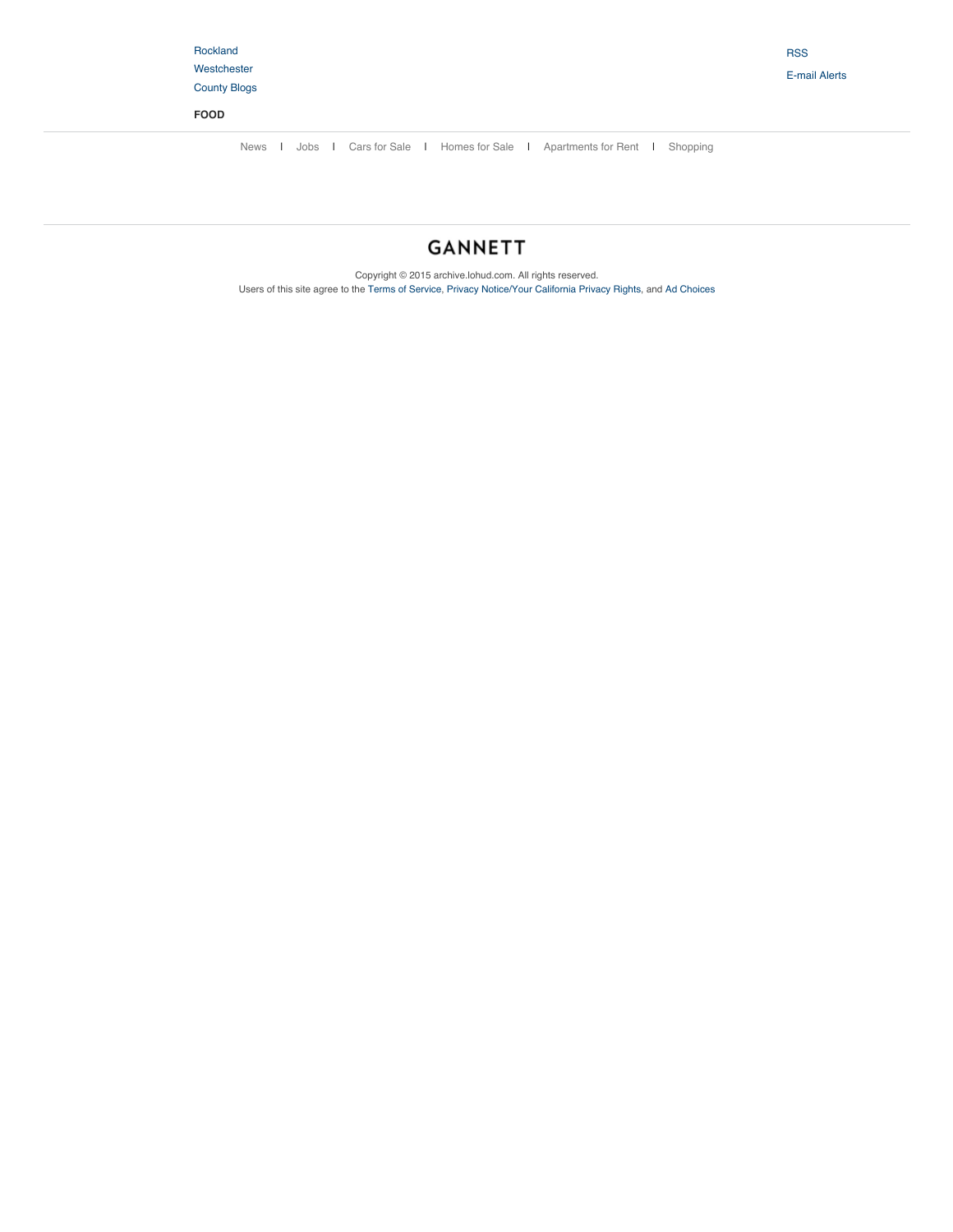Rockland
Westchester
County Blogs

**FOOD**

RSS
E-mail Alerts

News | Jobs | Cars for Sale | Homes for Sale | Apartments for Rent | Shopping

GANNETT

Copyright © 2015 archive.lohud.com. All rights reserved.
Users of this site agree to the Terms of Service, Privacy Notice/Your California Privacy Rights, and Ad Choices